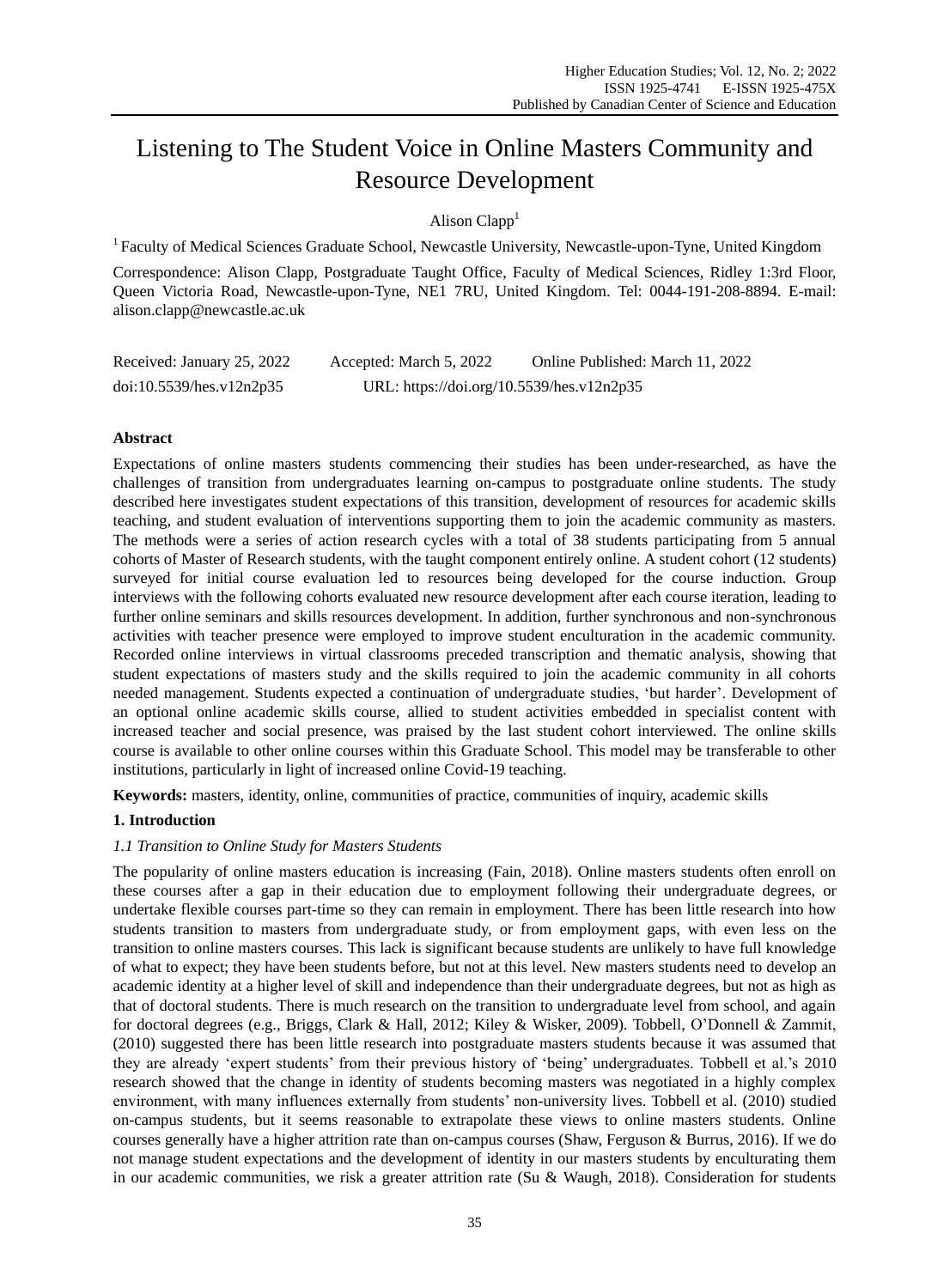# Listening to The Student Voice in Online Masters Community and Resource Development

Alison Clapp[1]

[1] Faculty of Medical Sciences Graduate School, Newcastle University, Newcastle-upon-Tyne, United Kingdom

Correspondence: Alison Clapp, Postgraduate Taught Office, Faculty of Medical Sciences, Ridley 1:3rd Floor, Queen Victoria Road, Newcastle-upon-Tyne, NE1 7RU, United Kingdom. Tel: 0044-191-208-8894. E-mail: alison.clapp@newcastle.ac.uk

Received: January 25, 2022 Accepted: March 5, 2022 Online Published: March 11, 2022

doi:10.5539/hes.v12n2p35 URL: https://doi.org/10.5539/hes.v12n2p35

## Abstract

Expectations of online masters students commencing their studies has been under-researched, as have the challenges of transition from undergraduates learning on-campus to postgraduate online students. The study described here investigates student expectations of this transition, development of resources for academic skills teaching, and student evaluation of interventions supporting them to join the academic community as masters. The methods were a series of action research cycles with a total of 38 students participating from 5 annual cohorts of Master of Research students, with the taught component entirely online. A student cohort (12 students) surveyed for initial course evaluation led to resources being developed for the course induction. Group interviews with the following cohorts evaluated new resource development after each course iteration, leading to further online seminars and skills resources development. In addition, further synchronous and non-synchronous activities with teacher presence were employed to improve student enculturation in the academic community. Recorded online interviews in virtual classrooms preceded transcription and thematic analysis, showing that student expectations of masters study and the skills required to join the academic community in all cohorts needed management. Students expected a continuation of undergraduate studies, 'but harder'. Development of an optional online academic skills course, allied to student activities embedded in specialist content with increased teacher and social presence, was praised by the last student cohort interviewed. The online skills course is available to other online courses within this Graduate School. This model may be transferable to other institutions, particularly in light of increased online Covid-19 teaching.

**Keywords:** masters, identity, online, communities of practice, communities of inquiry, academic skills

## 1. Introduction

### *1.1 Transition to Online Study for Masters Students*

The popularity of online masters education is increasing (Fain, 2018). Online masters students often enroll on these courses after a gap in their education due to employment following their undergraduate degrees, or undertake flexible courses part-time so they can remain in employment. There has been little research into how students transition to masters from undergraduate study, or from employment gaps, with even less on the transition to online masters courses. This lack is significant because students are unlikely to have full knowledge of what to expect; they have been students before, but not at this level. New masters students need to develop an academic identity at a higher level of skill and independence than their undergraduate degrees, but not as high as that of doctoral students. There is much research on the transition to undergraduate level from school, and again for doctoral degrees (e.g., Briggs, Clark & Hall, 2012; Kiley & Wisker, 2009). Tobbell, O'Donnell & Zammit, (2010) suggested there has been little research into postgraduate masters students because it was assumed that they are already 'expert students' from their previous history of 'being' undergraduates. Tobbell et al.'s 2010 research showed that the change in identity of students becoming masters was negotiated in a highly complex environment, with many influences externally from students' non-university lives. Tobbell et al. (2010) studied on-campus students, but it seems reasonable to extrapolate these views to online masters students. Online courses generally have a higher attrition rate than on-campus courses (Shaw, Ferguson & Burrus, 2016). If we do not manage student expectations and the development of identity in our masters students by enculturating them in our academic communities, we risk a greater attrition rate (Su & Waugh, 2018). Consideration for students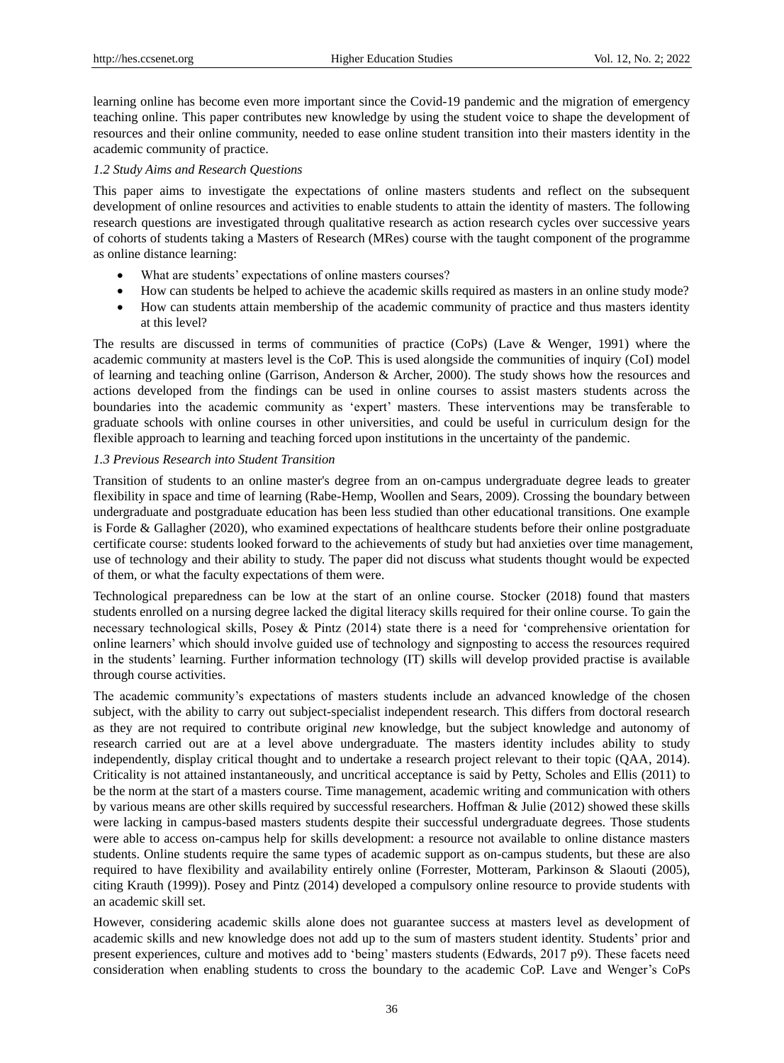learning online has become even more important since the Covid-19 pandemic and the migration of emergency teaching online. This paper contributes new knowledge by using the student voice to shape the development of resources and their online community, needed to ease online student transition into their masters identity in the academic community of practice.

### *1.2 Study Aims and Research Questions*

This paper aims to investigate the expectations of online masters students and reflect on the subsequent development of online resources and activities to enable students to attain the identity of masters. The following research questions are investigated through qualitative research as action research cycles over successive years of cohorts of students taking a Masters of Research (MRes) course with the taught component of the programme as online distance learning:

- What are students' expectations of online masters courses?
- How can students be helped to achieve the academic skills required as masters in an online study mode?
- How can students attain membership of the academic community of practice and thus masters identity at this level?

The results are discussed in terms of communities of practice (CoPs) (Lave & Wenger, 1991) where the academic community at masters level is the CoP. This is used alongside the communities of inquiry (CoI) model of learning and teaching online (Garrison, Anderson & Archer, 2000). The study shows how the resources and actions developed from the findings can be used in online courses to assist masters students across the boundaries into the academic community as 'expert' masters. These interventions may be transferable to graduate schools with online courses in other universities, and could be useful in curriculum design for the flexible approach to learning and teaching forced upon institutions in the uncertainty of the pandemic.

### *1.3 Previous Research into Student Transition*

Transition of students to an online master's degree from an on-campus undergraduate degree leads to greater flexibility in space and time of learning (Rabe-Hemp, Woollen and Sears, 2009). Crossing the boundary between undergraduate and postgraduate education has been less studied than other educational transitions. One example is Forde & Gallagher (2020), who examined expectations of healthcare students before their online postgraduate certificate course: students looked forward to the achievements of study but had anxieties over time management, use of technology and their ability to study. The paper did not discuss what students thought would be expected of them, or what the faculty expectations of them were.

Technological preparedness can be low at the start of an online course. Stocker (2018) found that masters students enrolled on a nursing degree lacked the digital literacy skills required for their online course. To gain the necessary technological skills, Posey & Pintz (2014) state there is a need for 'comprehensive orientation for online learners' which should involve guided use of technology and signposting to access the resources required in the students' learning. Further information technology (IT) skills will develop provided practise is available through course activities.

The academic community's expectations of masters students include an advanced knowledge of the chosen subject, with the ability to carry out subject-specialist independent research. This differs from doctoral research as they are not required to contribute original *new* knowledge, but the subject knowledge and autonomy of research carried out are at a level above undergraduate. The masters identity includes ability to study independently, display critical thought and to undertake a research project relevant to their topic (QAA, 2014). Criticality is not attained instantaneously, and uncritical acceptance is said by Petty, Scholes and Ellis (2011) to be the norm at the start of a masters course. Time management, academic writing and communication with others by various means are other skills required by successful researchers. Hoffman & Julie (2012) showed these skills were lacking in campus-based masters students despite their successful undergraduate degrees. Those students were able to access on-campus help for skills development: a resource not available to online distance masters students. Online students require the same types of academic support as on-campus students, but these are also required to have flexibility and availability entirely online (Forrester, Motteram, Parkinson & Slaouti (2005), citing Krauth (1999)). Posey and Pintz (2014) developed a compulsory online resource to provide students with an academic skill set.

However, considering academic skills alone does not guarantee success at masters level as development of academic skills and new knowledge does not add up to the sum of masters student identity. Students' prior and present experiences, culture and motives add to 'being' masters students (Edwards, 2017 p9). These facets need consideration when enabling students to cross the boundary to the academic CoP. Lave and Wenger's CoPs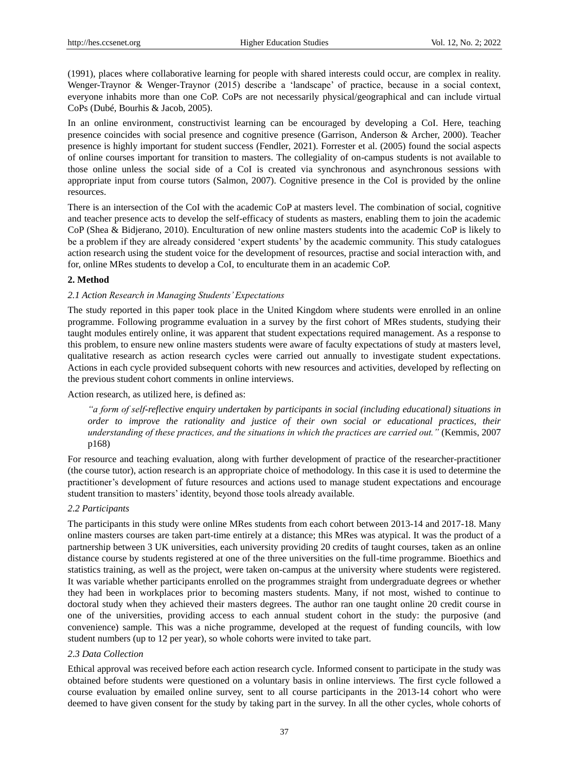(1991), places where collaborative learning for people with shared interests could occur, are complex in reality. Wenger-Traynor & Wenger-Traynor (2015) describe a 'landscape' of practice, because in a social context, everyone inhabits more than one CoP. CoPs are not necessarily physical/geographical and can include virtual CoPs (Dubé, Bourhis & Jacob, 2005).

In an online environment, constructivist learning can be encouraged by developing a CoI. Here, teaching presence coincides with social presence and cognitive presence (Garrison, Anderson & Archer, 2000). Teacher presence is highly important for student success (Fendler, 2021). Forrester et al. (2005) found the social aspects of online courses important for transition to masters. The collegiality of on-campus students is not available to those online unless the social side of a CoI is created via synchronous and asynchronous sessions with appropriate input from course tutors (Salmon, 2007). Cognitive presence in the CoI is provided by the online resources.

There is an intersection of the CoI with the academic CoP at masters level. The combination of social, cognitive and teacher presence acts to develop the self-efficacy of students as masters, enabling them to join the academic CoP (Shea & Bidjerano, 2010). Enculturation of new online masters students into the academic CoP is likely to be a problem if they are already considered 'expert students' by the academic community. This study catalogues action research using the student voice for the development of resources, practise and social interaction with, and for, online MRes students to develop a CoI, to enculturate them in an academic CoP.

## 2. Method

### *2.1 Action Research in Managing Students' Expectations*

The study reported in this paper took place in the United Kingdom where students were enrolled in an online programme. Following programme evaluation in a survey by the first cohort of MRes students, studying their taught modules entirely online, it was apparent that student expectations required management. As a response to this problem, to ensure new online masters students were aware of faculty expectations of study at masters level, qualitative research as action research cycles were carried out annually to investigate student expectations. Actions in each cycle provided subsequent cohorts with new resources and activities, developed by reflecting on the previous student cohort comments in online interviews.

Action research, as utilized here, is defined as:

> *"a form of self-reflective enquiry undertaken by participants in social (including educational) situations in order to improve the rationality and justice of their own social or educational practices, their understanding of these practices, and the situations in which the practices are carried out."* (Kemmis, 2007 p168)

For resource and teaching evaluation, along with further development of practice of the researcher-practitioner (the course tutor), action research is an appropriate choice of methodology. In this case it is used to determine the practitioner's development of future resources and actions used to manage student expectations and encourage student transition to masters' identity, beyond those tools already available.

### *2.2 Participants*

The participants in this study were online MRes students from each cohort between 2013-14 and 2017-18. Many online masters courses are taken part-time entirely at a distance; this MRes was atypical. It was the product of a partnership between 3 UK universities, each university providing 20 credits of taught courses, taken as an online distance course by students registered at one of the three universities on the full-time programme. Bioethics and statistics training, as well as the project, were taken on-campus at the university where students were registered. It was variable whether participants enrolled on the programmes straight from undergraduate degrees or whether they had been in workplaces prior to becoming masters students. Many, if not most, wished to continue to doctoral study when they achieved their masters degrees. The author ran one taught online 20 credit course in one of the universities, providing access to each annual student cohort in the study: the purposive (and convenience) sample. This was a niche programme, developed at the request of funding councils, with low student numbers (up to 12 per year), so whole cohorts were invited to take part.

### *2.3 Data Collection*

Ethical approval was received before each action research cycle. Informed consent to participate in the study was obtained before students were questioned on a voluntary basis in online interviews. The first cycle followed a course evaluation by emailed online survey, sent to all course participants in the 2013-14 cohort who were deemed to have given consent for the study by taking part in the survey. In all the other cycles, whole cohorts of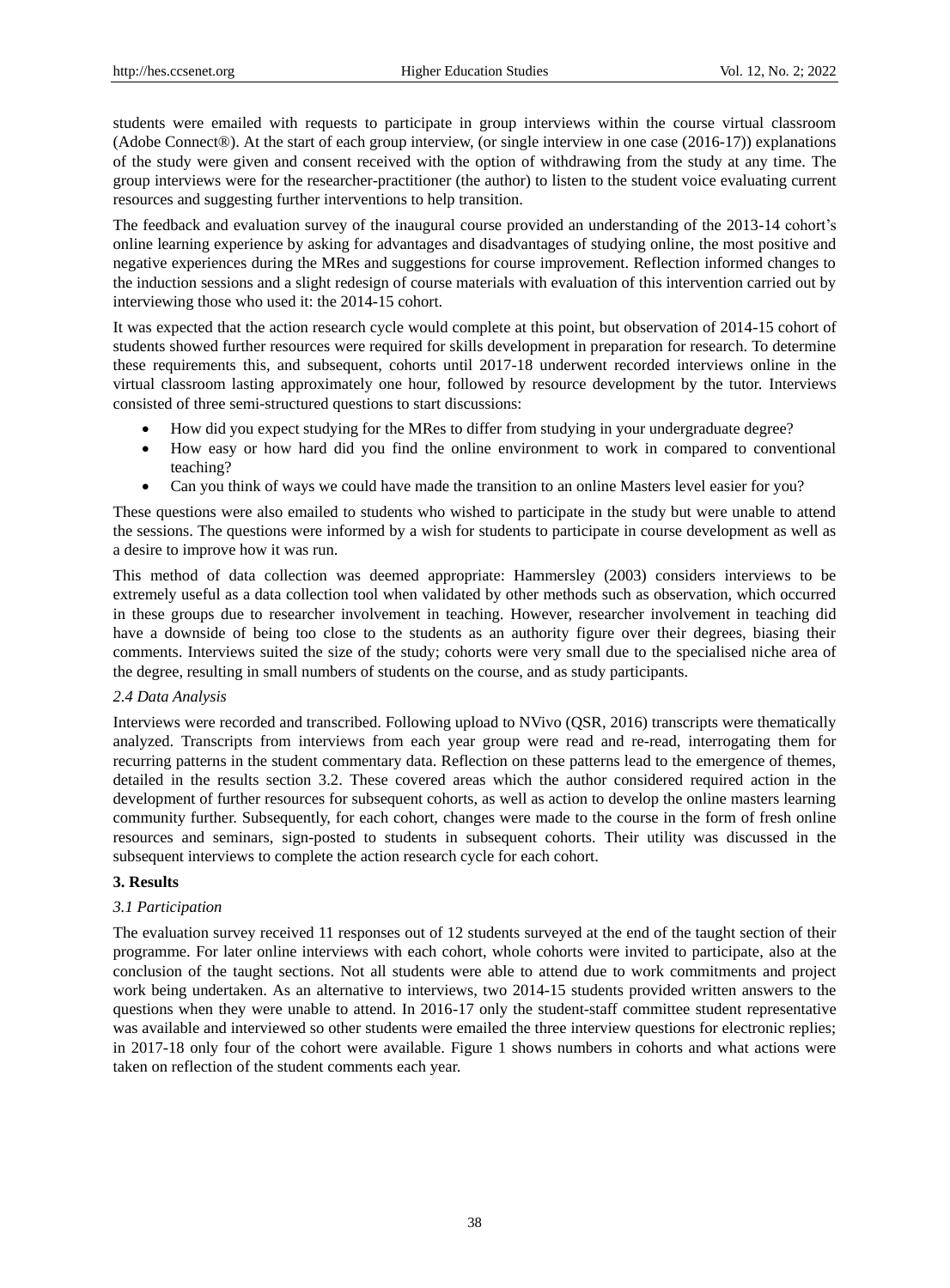students were emailed with requests to participate in group interviews within the course virtual classroom (Adobe Connect®). At the start of each group interview, (or single interview in one case (2016-17)) explanations of the study were given and consent received with the option of withdrawing from the study at any time. The group interviews were for the researcher-practitioner (the author) to listen to the student voice evaluating current resources and suggesting further interventions to help transition.

The feedback and evaluation survey of the inaugural course provided an understanding of the 2013-14 cohort's online learning experience by asking for advantages and disadvantages of studying online, the most positive and negative experiences during the MRes and suggestions for course improvement. Reflection informed changes to the induction sessions and a slight redesign of course materials with evaluation of this intervention carried out by interviewing those who used it: the 2014-15 cohort.

It was expected that the action research cycle would complete at this point, but observation of 2014-15 cohort of students showed further resources were required for skills development in preparation for research. To determine these requirements this, and subsequent, cohorts until 2017-18 underwent recorded interviews online in the virtual classroom lasting approximately one hour, followed by resource development by the tutor. Interviews consisted of three semi-structured questions to start discussions:

- How did you expect studying for the MRes to differ from studying in your undergraduate degree?
- How easy or how hard did you find the online environment to work in compared to conventional teaching?
- Can you think of ways we could have made the transition to an online Masters level easier for you?

These questions were also emailed to students who wished to participate in the study but were unable to attend the sessions. The questions were informed by a wish for students to participate in course development as well as a desire to improve how it was run.

This method of data collection was deemed appropriate: Hammersley (2003) considers interviews to be extremely useful as a data collection tool when validated by other methods such as observation, which occurred in these groups due to researcher involvement in teaching. However, researcher involvement in teaching did have a downside of being too close to the students as an authority figure over their degrees, biasing their comments. Interviews suited the size of the study; cohorts were very small due to the specialised niche area of the degree, resulting in small numbers of students on the course, and as study participants.

### *2.4 Data Analysis*

Interviews were recorded and transcribed. Following upload to NVivo (QSR, 2016) transcripts were thematically analyzed. Transcripts from interviews from each year group were read and re-read, interrogating them for recurring patterns in the student commentary data. Reflection on these patterns lead to the emergence of themes, detailed in the results section 3.2. These covered areas which the author considered required action in the development of further resources for subsequent cohorts, as well as action to develop the online masters learning community further. Subsequently, for each cohort, changes were made to the course in the form of fresh online resources and seminars, sign-posted to students in subsequent cohorts. Their utility was discussed in the subsequent interviews to complete the action research cycle for each cohort.

## **3. Results**

### *3.1 Participation*

The evaluation survey received 11 responses out of 12 students surveyed at the end of the taught section of their programme. For later online interviews with each cohort, whole cohorts were invited to participate, also at the conclusion of the taught sections. Not all students were able to attend due to work commitments and project work being undertaken. As an alternative to interviews, two 2014-15 students provided written answers to the questions when they were unable to attend. In 2016-17 only the student-staff committee student representative was available and interviewed so other students were emailed the three interview questions for electronic replies; in 2017-18 only four of the cohort were available. Figure 1 shows numbers in cohorts and what actions were taken on reflection of the student comments each year.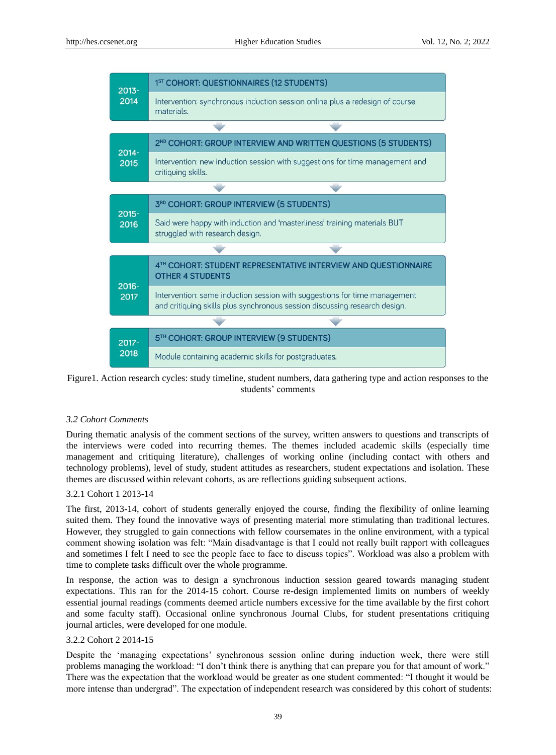| | |
|---|---|
| 2013-2014 | 1ST COHORT: QUESTIONNAIRES (12 STUDENTS) |
| | Intervention: synchronous induction session online plus a redesign of course materials. |
| 2014-2015 | 2ND COHORT: GROUP INTERVIEW AND WRITTEN QUESTIONS (5 STUDENTS) |
| | Intervention: new induction session with suggestions for time management and critiquing skills. |
| 2015-2016 | 3RD COHORT: GROUP INTERVIEW (5 STUDENTS) |
| | Said were happy with induction and 'masterliness' training materials BUT struggled with research design. |
| 2016-2017 | 4TH COHORT: STUDENT REPRESENTATIVE INTERVIEW AND QUESTIONNAIRE OTHER 4 STUDENTS |
| | Intervention: same induction session with suggestions for time management and critiquing skills plus synchronous session discussing research design. |
| 2017-2018 | 5TH COHORT: GROUP INTERVIEW (9 STUDENTS) |
| | Module containing academic skills for postgraduates. |

Figure1. Action research cycles: study timeline, student numbers, data gathering type and action responses to the students' comments

### *3.2 Cohort Comments*

During thematic analysis of the comment sections of the survey, written answers to questions and transcripts of the interviews were coded into recurring themes. The themes included academic skills (especially time management and critiquing literature), challenges of working online (including contact with others and technology problems), level of study, student attitudes as researchers, student expectations and isolation. These themes are discussed within relevant cohorts, as are reflections guiding subsequent actions.

#### 3.2.1 Cohort 1 2013-14

The first, 2013-14, cohort of students generally enjoyed the course, finding the flexibility of online learning suited them. They found the innovative ways of presenting material more stimulating than traditional lectures. However, they struggled to gain connections with fellow coursemates in the online environment, with a typical comment showing isolation was felt: "Main disadvantage is that I could not really built rapport with colleagues and sometimes I felt I need to see the people face to face to discuss topics". Workload was also a problem with time to complete tasks difficult over the whole programme.

In response, the action was to design a synchronous induction session geared towards managing student expectations. This ran for the 2014-15 cohort. Course re-design implemented limits on numbers of weekly essential journal readings (comments deemed article numbers excessive for the time available by the first cohort and some faculty staff). Occasional online synchronous Journal Clubs, for student presentations critiquing journal articles, were developed for one module.

#### 3.2.2 Cohort 2 2014-15

Despite the 'managing expectations' synchronous session online during induction week, there were still problems managing the workload: "I don't think there is anything that can prepare you for that amount of work." There was the expectation that the workload would be greater as one student commented: "I thought it would be more intense than undergrad". The expectation of independent research was considered by this cohort of students: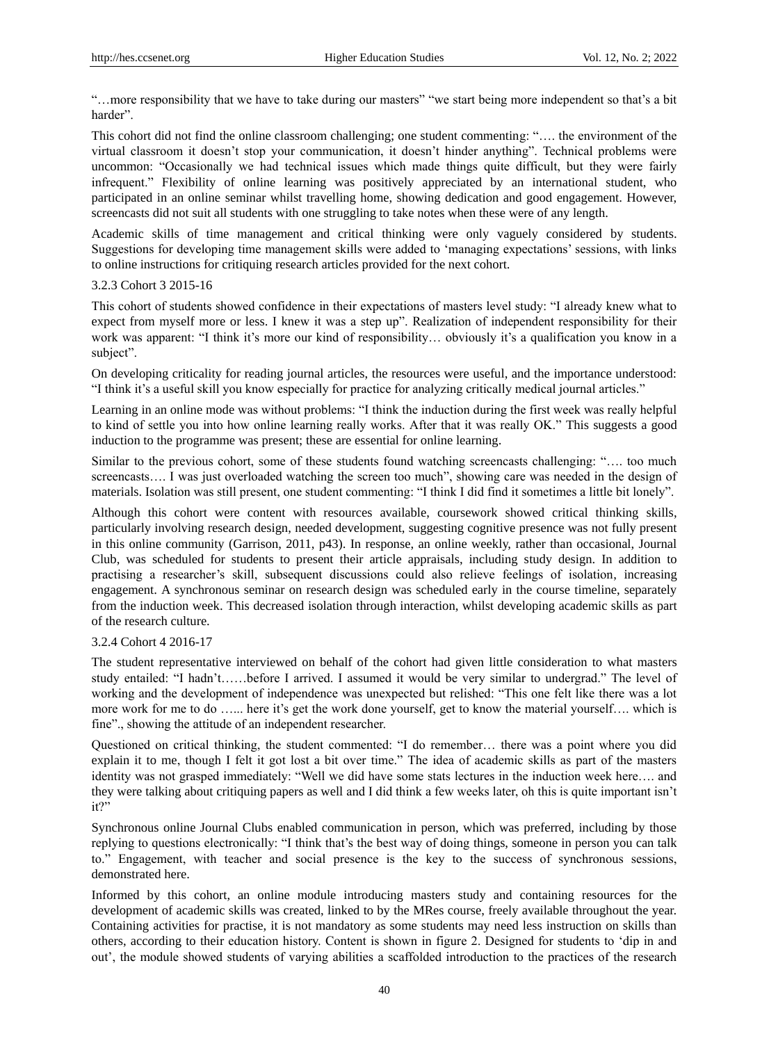"…more responsibility that we have to take during our masters" "we start being more independent so that's a bit harder".

This cohort did not find the online classroom challenging; one student commenting: "…. the environment of the virtual classroom it doesn't stop your communication, it doesn't hinder anything". Technical problems were uncommon: "Occasionally we had technical issues which made things quite difficult, but they were fairly infrequent." Flexibility of online learning was positively appreciated by an international student, who participated in an online seminar whilst travelling home, showing dedication and good engagement. However, screencasts did not suit all students with one struggling to take notes when these were of any length.

Academic skills of time management and critical thinking were only vaguely considered by students. Suggestions for developing time management skills were added to 'managing expectations' sessions, with links to online instructions for critiquing research articles provided for the next cohort.

#### 3.2.3 Cohort 3 2015-16

This cohort of students showed confidence in their expectations of masters level study: "I already knew what to expect from myself more or less. I knew it was a step up". Realization of independent responsibility for their work was apparent: "I think it's more our kind of responsibility… obviously it's a qualification you know in a subject".

On developing criticality for reading journal articles, the resources were useful, and the importance understood: "I think it's a useful skill you know especially for practice for analyzing critically medical journal articles."

Learning in an online mode was without problems: "I think the induction during the first week was really helpful to kind of settle you into how online learning really works. After that it was really OK." This suggests a good induction to the programme was present; these are essential for online learning.

Similar to the previous cohort, some of these students found watching screencasts challenging: "…. too much screencasts…. I was just overloaded watching the screen too much", showing care was needed in the design of materials. Isolation was still present, one student commenting: "I think I did find it sometimes a little bit lonely".

Although this cohort were content with resources available, coursework showed critical thinking skills, particularly involving research design, needed development, suggesting cognitive presence was not fully present in this online community (Garrison, 2011, p43). In response, an online weekly, rather than occasional, Journal Club, was scheduled for students to present their article appraisals, including study design. In addition to practising a researcher's skill, subsequent discussions could also relieve feelings of isolation, increasing engagement. A synchronous seminar on research design was scheduled early in the course timeline, separately from the induction week. This decreased isolation through interaction, whilst developing academic skills as part of the research culture.

#### 3.2.4 Cohort 4 2016-17

The student representative interviewed on behalf of the cohort had given little consideration to what masters study entailed: "I hadn't……before I arrived. I assumed it would be very similar to undergrad." The level of working and the development of independence was unexpected but relished: "This one felt like there was a lot more work for me to do …... here it's get the work done yourself, get to know the material yourself…. which is fine"., showing the attitude of an independent researcher.

Questioned on critical thinking, the student commented: "I do remember… there was a point where you did explain it to me, though I felt it got lost a bit over time." The idea of academic skills as part of the masters identity was not grasped immediately: "Well we did have some stats lectures in the induction week here…. and they were talking about critiquing papers as well and I did think a few weeks later, oh this is quite important isn't it?"

Synchronous online Journal Clubs enabled communication in person, which was preferred, including by those replying to questions electronically: "I think that's the best way of doing things, someone in person you can talk to." Engagement, with teacher and social presence is the key to the success of synchronous sessions, demonstrated here.

Informed by this cohort, an online module introducing masters study and containing resources for the development of academic skills was created, linked to by the MRes course, freely available throughout the year. Containing activities for practise, it is not mandatory as some students may need less instruction on skills than others, according to their education history. Content is shown in figure 2. Designed for students to 'dip in and out', the module showed students of varying abilities a scaffolded introduction to the practices of the research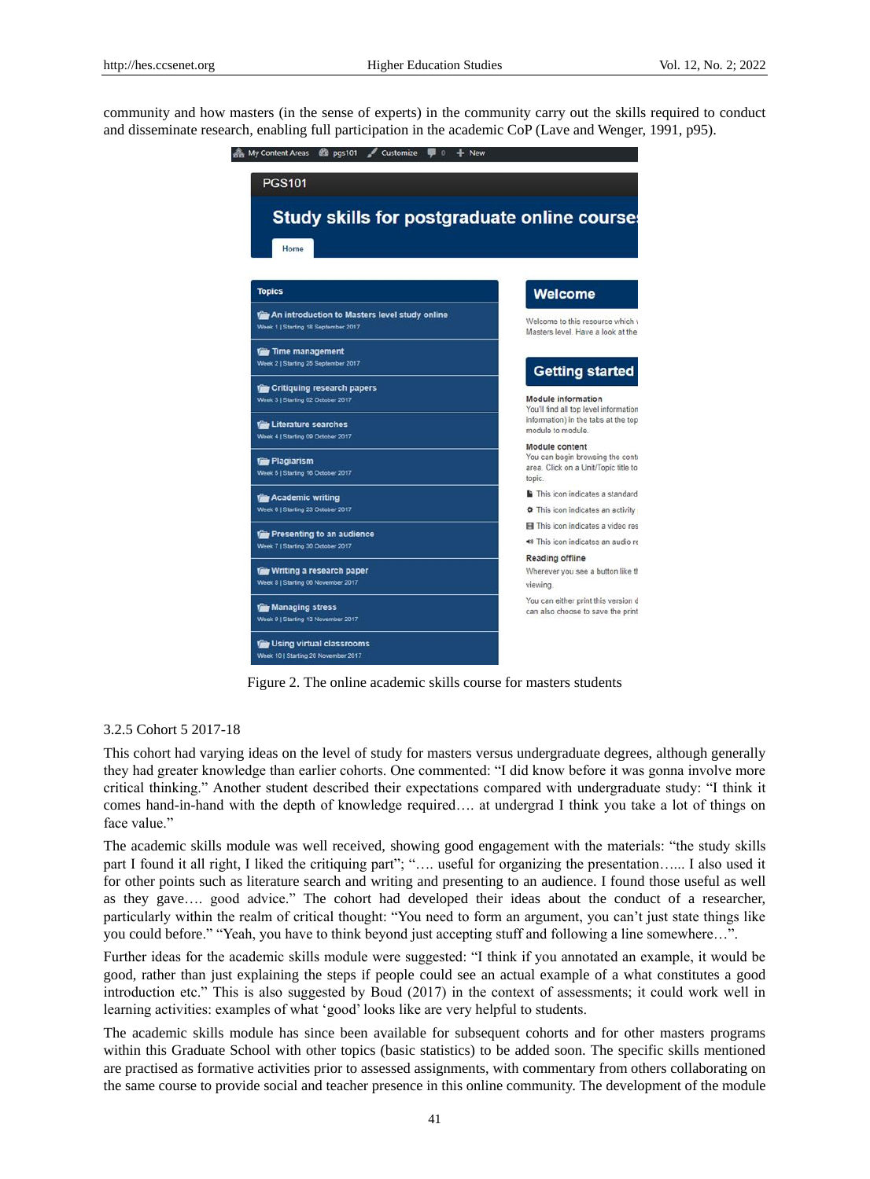community and how masters (in the sense of experts) in the community carry out the skills required to conduct and disseminate research, enabling full participation in the academic CoP (Lave and Wenger, 1991, p95).

Figure 2. The online academic skills course for masters students

### 3.2.5 Cohort 5 2017-18

This cohort had varying ideas on the level of study for masters versus undergraduate degrees, although generally they had greater knowledge than earlier cohorts. One commented: "I did know before it was gonna involve more critical thinking." Another student described their expectations compared with undergraduate study: "I think it comes hand-in-hand with the depth of knowledge required…. at undergrad I think you take a lot of things on face value."

The academic skills module was well received, showing good engagement with the materials: "the study skills part I found it all right, I liked the critiquing part"; "…. useful for organizing the presentation…... I also used it for other points such as literature search and writing and presenting to an audience. I found those useful as well as they gave…. good advice." The cohort had developed their ideas about the conduct of a researcher, particularly within the realm of critical thought: "You need to form an argument, you can't just state things like you could before." "Yeah, you have to think beyond just accepting stuff and following a line somewhere…".

Further ideas for the academic skills module were suggested: "I think if you annotated an example, it would be good, rather than just explaining the steps if people could see an actual example of a what constitutes a good introduction etc." This is also suggested by Boud (2017) in the context of assessments; it could work well in learning activities: examples of what 'good' looks like are very helpful to students.

The academic skills module has since been available for subsequent cohorts and for other masters programs within this Graduate School with other topics (basic statistics) to be added soon. The specific skills mentioned are practised as formative activities prior to assessed assignments, with commentary from others collaborating on the same course to provide social and teacher presence in this online community. The development of the module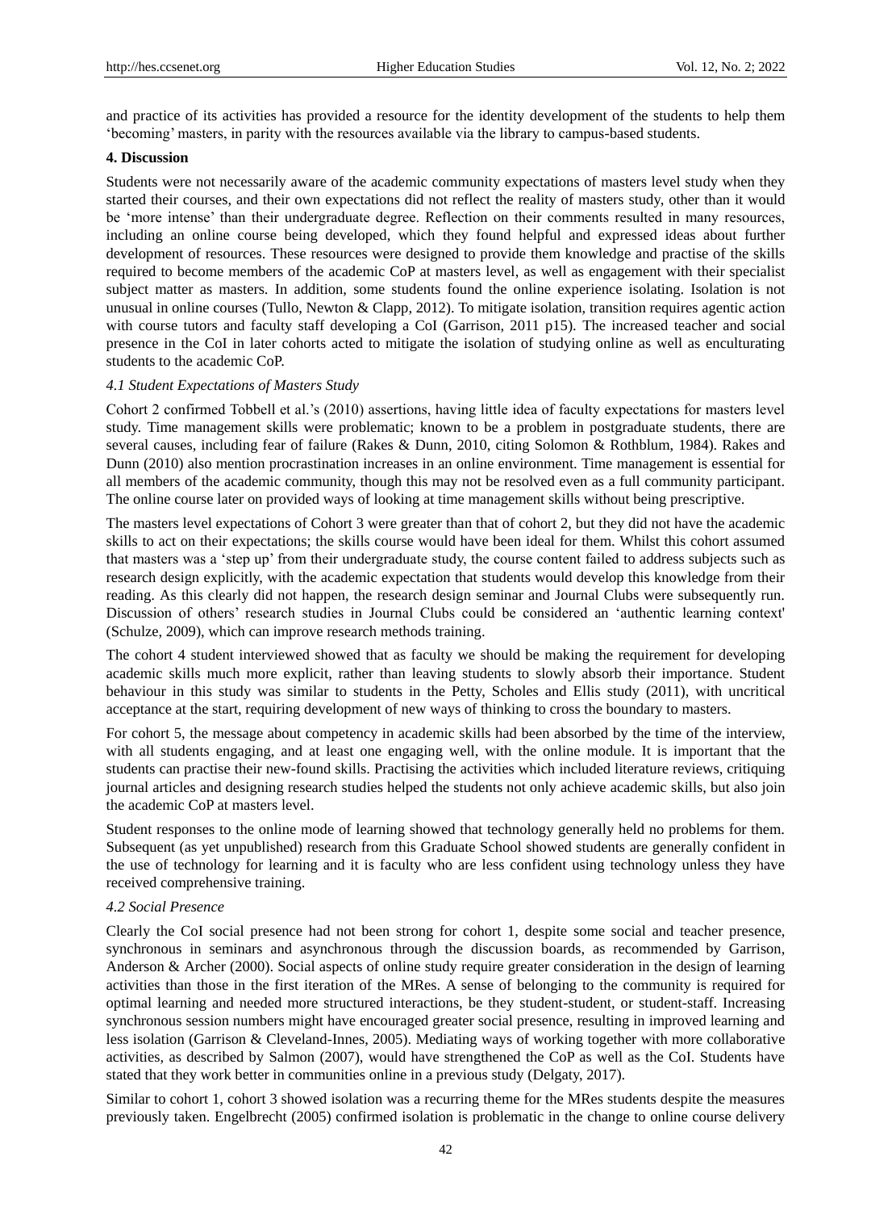and practice of its activities has provided a resource for the identity development of the students to help them 'becoming' masters, in parity with the resources available via the library to campus-based students.

## 4. Discussion

Students were not necessarily aware of the academic community expectations of masters level study when they started their courses, and their own expectations did not reflect the reality of masters study, other than it would be 'more intense' than their undergraduate degree. Reflection on their comments resulted in many resources, including an online course being developed, which they found helpful and expressed ideas about further development of resources. These resources were designed to provide them knowledge and practise of the skills required to become members of the academic CoP at masters level, as well as engagement with their specialist subject matter as masters. In addition, some students found the online experience isolating. Isolation is not unusual in online courses (Tullo, Newton & Clapp, 2012). To mitigate isolation, transition requires agentic action with course tutors and faculty staff developing a CoI (Garrison, 2011 p15). The increased teacher and social presence in the CoI in later cohorts acted to mitigate the isolation of studying online as well as enculturating students to the academic CoP.

### *4.1 Student Expectations of Masters Study*

Cohort 2 confirmed Tobbell et al.'s (2010) assertions, having little idea of faculty expectations for masters level study. Time management skills were problematic; known to be a problem in postgraduate students, there are several causes, including fear of failure (Rakes & Dunn, 2010, citing Solomon & Rothblum, 1984). Rakes and Dunn (2010) also mention procrastination increases in an online environment. Time management is essential for all members of the academic community, though this may not be resolved even as a full community participant. The online course later on provided ways of looking at time management skills without being prescriptive.

The masters level expectations of Cohort 3 were greater than that of cohort 2, but they did not have the academic skills to act on their expectations; the skills course would have been ideal for them. Whilst this cohort assumed that masters was a 'step up' from their undergraduate study, the course content failed to address subjects such as research design explicitly, with the academic expectation that students would develop this knowledge from their reading. As this clearly did not happen, the research design seminar and Journal Clubs were subsequently run. Discussion of others' research studies in Journal Clubs could be considered an 'authentic learning context' (Schulze, 2009), which can improve research methods training.

The cohort 4 student interviewed showed that as faculty we should be making the requirement for developing academic skills much more explicit, rather than leaving students to slowly absorb their importance. Student behaviour in this study was similar to students in the Petty, Scholes and Ellis study (2011), with uncritical acceptance at the start, requiring development of new ways of thinking to cross the boundary to masters.

For cohort 5, the message about competency in academic skills had been absorbed by the time of the interview, with all students engaging, and at least one engaging well, with the online module. It is important that the students can practise their new-found skills. Practising the activities which included literature reviews, critiquing journal articles and designing research studies helped the students not only achieve academic skills, but also join the academic CoP at masters level.

Student responses to the online mode of learning showed that technology generally held no problems for them. Subsequent (as yet unpublished) research from this Graduate School showed students are generally confident in the use of technology for learning and it is faculty who are less confident using technology unless they have received comprehensive training.

### *4.2 Social Presence*

Clearly the CoI social presence had not been strong for cohort 1, despite some social and teacher presence, synchronous in seminars and asynchronous through the discussion boards, as recommended by Garrison, Anderson & Archer (2000). Social aspects of online study require greater consideration in the design of learning activities than those in the first iteration of the MRes. A sense of belonging to the community is required for optimal learning and needed more structured interactions, be they student-student, or student-staff. Increasing synchronous session numbers might have encouraged greater social presence, resulting in improved learning and less isolation (Garrison & Cleveland-Innes, 2005). Mediating ways of working together with more collaborative activities, as described by Salmon (2007), would have strengthened the CoP as well as the CoI. Students have stated that they work better in communities online in a previous study (Delgaty, 2017).

Similar to cohort 1, cohort 3 showed isolation was a recurring theme for the MRes students despite the measures previously taken. Engelbrecht (2005) confirmed isolation is problematic in the change to online course delivery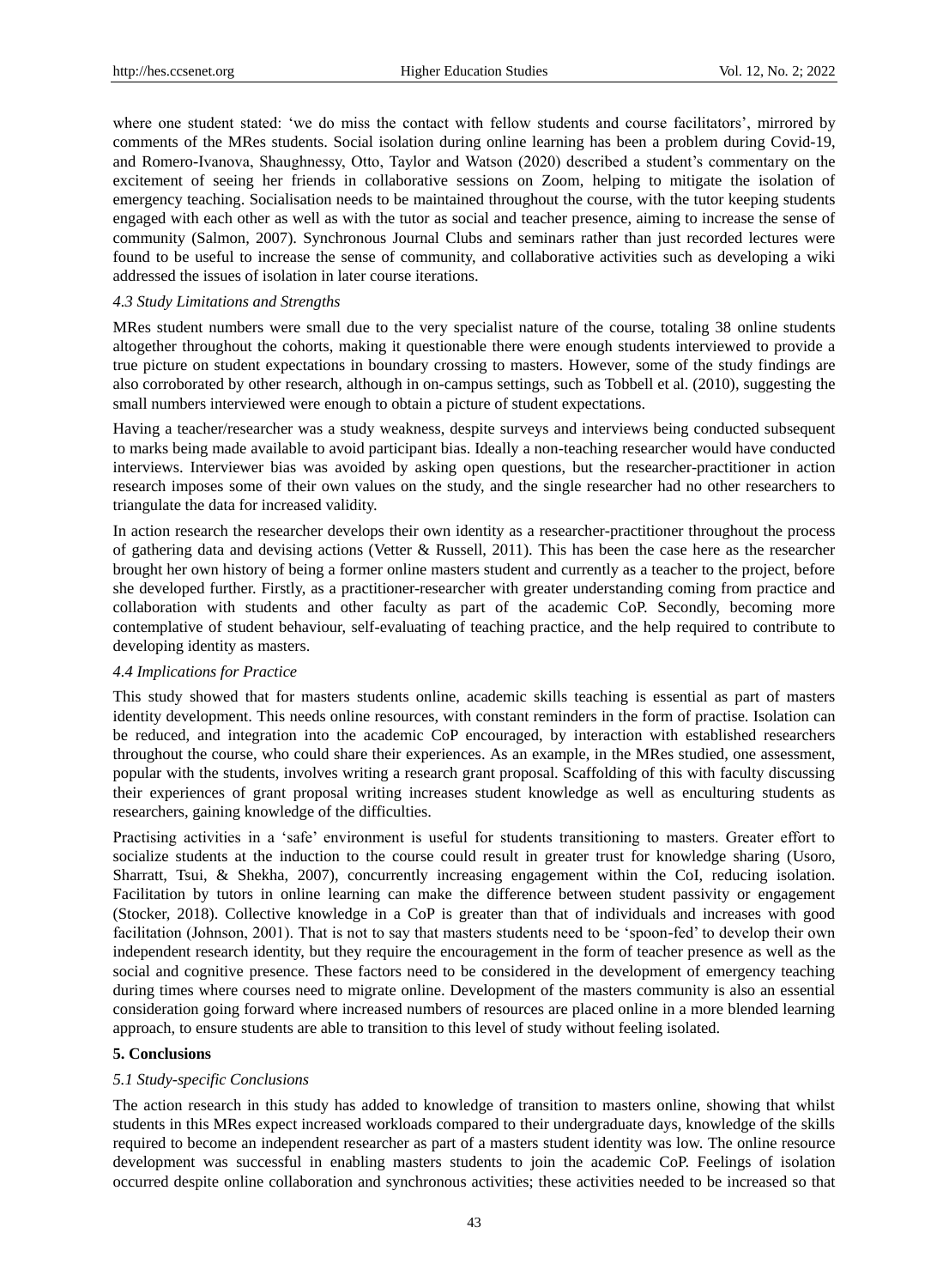where one student stated: 'we do miss the contact with fellow students and course facilitators', mirrored by comments of the MRes students. Social isolation during online learning has been a problem during Covid-19, and Romero-Ivanova, Shaughnessy, Otto, Taylor and Watson (2020) described a student's commentary on the excitement of seeing her friends in collaborative sessions on Zoom, helping to mitigate the isolation of emergency teaching. Socialisation needs to be maintained throughout the course, with the tutor keeping students engaged with each other as well as with the tutor as social and teacher presence, aiming to increase the sense of community (Salmon, 2007). Synchronous Journal Clubs and seminars rather than just recorded lectures were found to be useful to increase the sense of community, and collaborative activities such as developing a wiki addressed the issues of isolation in later course iterations.

### *4.3 Study Limitations and Strengths*

MRes student numbers were small due to the very specialist nature of the course, totaling 38 online students altogether throughout the cohorts, making it questionable there were enough students interviewed to provide a true picture on student expectations in boundary crossing to masters. However, some of the study findings are also corroborated by other research, although in on-campus settings, such as Tobbell et al. (2010), suggesting the small numbers interviewed were enough to obtain a picture of student expectations.

Having a teacher/researcher was a study weakness, despite surveys and interviews being conducted subsequent to marks being made available to avoid participant bias. Ideally a non-teaching researcher would have conducted interviews. Interviewer bias was avoided by asking open questions, but the researcher-practitioner in action research imposes some of their own values on the study, and the single researcher had no other researchers to triangulate the data for increased validity.

In action research the researcher develops their own identity as a researcher-practitioner throughout the process of gathering data and devising actions (Vetter & Russell, 2011). This has been the case here as the researcher brought her own history of being a former online masters student and currently as a teacher to the project, before she developed further. Firstly, as a practitioner-researcher with greater understanding coming from practice and collaboration with students and other faculty as part of the academic CoP. Secondly, becoming more contemplative of student behaviour, self-evaluating of teaching practice, and the help required to contribute to developing identity as masters.

### *4.4 Implications for Practice*

This study showed that for masters students online, academic skills teaching is essential as part of masters identity development. This needs online resources, with constant reminders in the form of practise. Isolation can be reduced, and integration into the academic CoP encouraged, by interaction with established researchers throughout the course, who could share their experiences. As an example, in the MRes studied, one assessment, popular with the students, involves writing a research grant proposal. Scaffolding of this with faculty discussing their experiences of grant proposal writing increases student knowledge as well as enculturing students as researchers, gaining knowledge of the difficulties.

Practising activities in a 'safe' environment is useful for students transitioning to masters. Greater effort to socialize students at the induction to the course could result in greater trust for knowledge sharing (Usoro, Sharratt, Tsui, & Shekha, 2007), concurrently increasing engagement within the CoI, reducing isolation. Facilitation by tutors in online learning can make the difference between student passivity or engagement (Stocker, 2018). Collective knowledge in a CoP is greater than that of individuals and increases with good facilitation (Johnson, 2001). That is not to say that masters students need to be 'spoon-fed' to develop their own independent research identity, but they require the encouragement in the form of teacher presence as well as the social and cognitive presence. These factors need to be considered in the development of emergency teaching during times where courses need to migrate online. Development of the masters community is also an essential consideration going forward where increased numbers of resources are placed online in a more blended learning approach, to ensure students are able to transition to this level of study without feeling isolated.

## **5. Conclusions**

### *5.1 Study-specific Conclusions*

The action research in this study has added to knowledge of transition to masters online, showing that whilst students in this MRes expect increased workloads compared to their undergraduate days, knowledge of the skills required to become an independent researcher as part of a masters student identity was low. The online resource development was successful in enabling masters students to join the academic CoP. Feelings of isolation occurred despite online collaboration and synchronous activities; these activities needed to be increased so that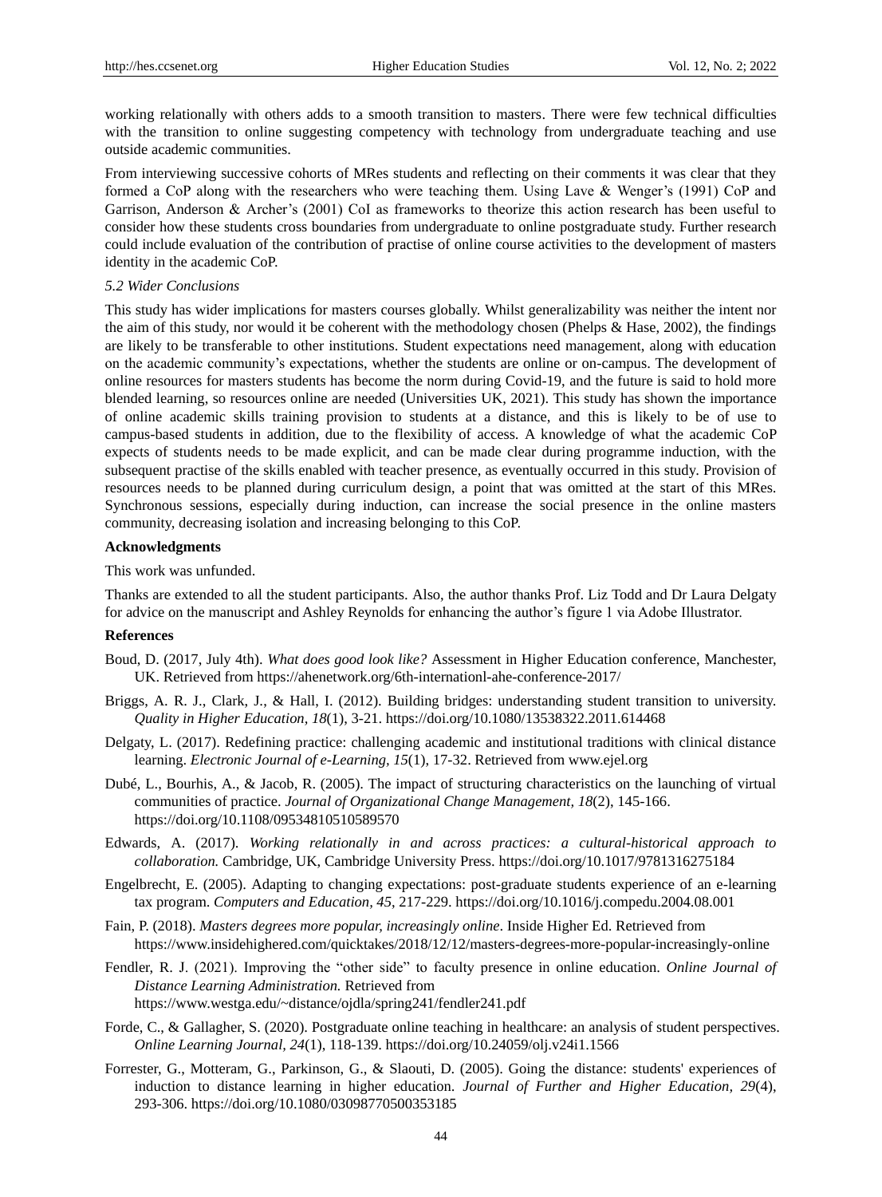working relationally with others adds to a smooth transition to masters. There were few technical difficulties with the transition to online suggesting competency with technology from undergraduate teaching and use outside academic communities.

From interviewing successive cohorts of MRes students and reflecting on their comments it was clear that they formed a CoP along with the researchers who were teaching them. Using Lave & Wenger's (1991) CoP and Garrison, Anderson & Archer's (2001) CoI as frameworks to theorize this action research has been useful to consider how these students cross boundaries from undergraduate to online postgraduate study. Further research could include evaluation of the contribution of practise of online course activities to the development of masters identity in the academic CoP.

### *5.2 Wider Conclusions*

This study has wider implications for masters courses globally. Whilst generalizability was neither the intent nor the aim of this study, nor would it be coherent with the methodology chosen (Phelps & Hase, 2002), the findings are likely to be transferable to other institutions. Student expectations need management, along with education on the academic community's expectations, whether the students are online or on-campus. The development of online resources for masters students has become the norm during Covid-19, and the future is said to hold more blended learning, so resources online are needed (Universities UK, 2021). This study has shown the importance of online academic skills training provision to students at a distance, and this is likely to be of use to campus-based students in addition, due to the flexibility of access. A knowledge of what the academic CoP expects of students needs to be made explicit, and can be made clear during programme induction, with the subsequent practise of the skills enabled with teacher presence, as eventually occurred in this study. Provision of resources needs to be planned during curriculum design, a point that was omitted at the start of this MRes. Synchronous sessions, especially during induction, can increase the social presence in the online masters community, decreasing isolation and increasing belonging to this CoP.

**Acknowledgments**

This work was unfunded.

Thanks are extended to all the student participants. Also, the author thanks Prof. Liz Todd and Dr Laura Delgaty for advice on the manuscript and Ashley Reynolds for enhancing the author's figure 1 via Adobe Illustrator.

**References**

Boud, D. (2017, July 4th). *What does good look like?* Assessment in Higher Education conference, Manchester, UK. Retrieved from https://ahenetwork.org/6th-internationl-ahe-conference-2017/

Briggs, A. R. J., Clark, J., & Hall, I. (2012). Building bridges: understanding student transition to university. *Quality in Higher Education, 18*(1), 3-21. https://doi.org/10.1080/13538322.2011.614468

Delgaty, L. (2017). Redefining practice: challenging academic and institutional traditions with clinical distance learning. *Electronic Journal of e-Learning, 15*(1), 17-32. Retrieved from www.ejel.org

Dubé, L., Bourhis, A., & Jacob, R. (2005). The impact of structuring characteristics on the launching of virtual communities of practice. *Journal of Organizational Change Management, 18*(2), 145-166. https://doi.org/10.1108/09534810510589570

Edwards, A. (2017). *Working relationally in and across practices: a cultural-historical approach to collaboration.* Cambridge, UK, Cambridge University Press. https://doi.org/10.1017/9781316275184

Engelbrecht, E. (2005). Adapting to changing expectations: post-graduate students experience of an e-learning tax program. *Computers and Education, 45*, 217-229. https://doi.org/10.1016/j.compedu.2004.08.001

Fain, P. (2018). *Masters degrees more popular, increasingly online*. Inside Higher Ed. Retrieved from https://www.insidehighered.com/quicktakes/2018/12/12/masters-degrees-more-popular-increasingly-online

Fendler, R. J. (2021). Improving the "other side" to faculty presence in online education. *Online Journal of Distance Learning Administration.* Retrieved from https://www.westga.edu/~distance/ojdla/spring241/fendler241.pdf

Forde, C., & Gallagher, S. (2020). Postgraduate online teaching in healthcare: an analysis of student perspectives. *Online Learning Journal, 24*(1), 118-139. https://doi.org/10.24059/olj.v24i1.1566

Forrester, G., Motteram, G., Parkinson, G., & Slaouti, D. (2005). Going the distance: students' experiences of induction to distance learning in higher education. *Journal of Further and Higher Education, 29*(4), 293-306. https://doi.org/10.1080/03098770500353185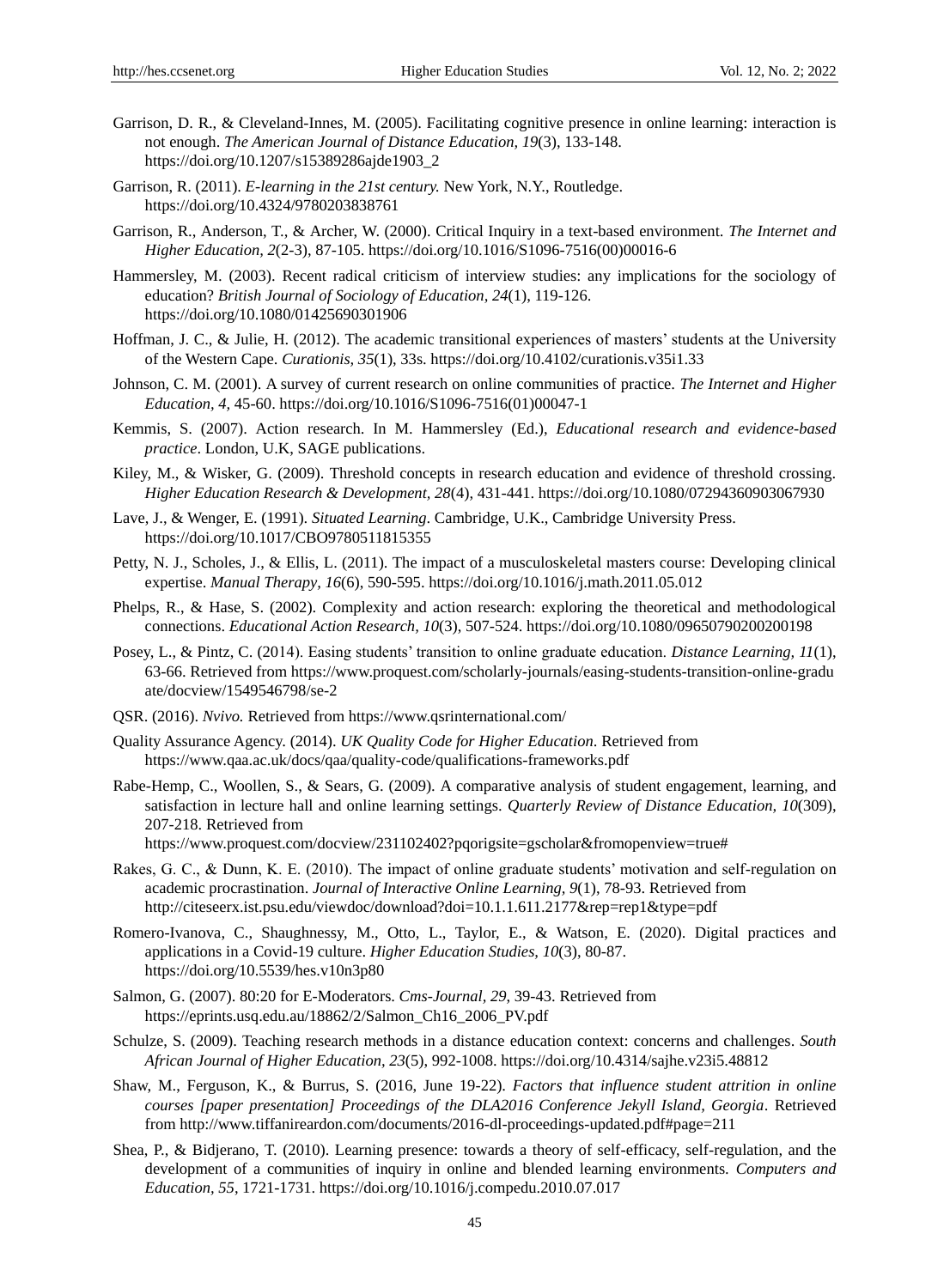Garrison, D. R., & Cleveland-Innes, M. (2005). Facilitating cognitive presence in online learning: interaction is not enough. *The American Journal of Distance Education, 19*(3), 133-148. https://doi.org/10.1207/s15389286ajde1903_2

Garrison, R. (2011). *E-learning in the 21st century.* New York, N.Y., Routledge. https://doi.org/10.4324/9780203838761

Garrison, R., Anderson, T., & Archer, W. (2000). Critical Inquiry in a text-based environment. *The Internet and Higher Education, 2*(2-3), 87-105. https://doi.org/10.1016/S1096-7516(00)00016-6

Hammersley, M. (2003). Recent radical criticism of interview studies: any implications for the sociology of education? *British Journal of Sociology of Education, 24*(1), 119-126. https://doi.org/10.1080/01425690301906

Hoffman, J. C., & Julie, H. (2012). The academic transitional experiences of masters' students at the University of the Western Cape. *Curationis, 35*(1), 33s. https://doi.org/10.4102/curationis.v35i1.33

Johnson, C. M. (2001). A survey of current research on online communities of practice. *The Internet and Higher Education, 4,* 45-60. https://doi.org/10.1016/S1096-7516(01)00047-1

Kemmis, S. (2007). Action research. In M. Hammersley (Ed.), *Educational research and evidence-based practice*. London, U.K, SAGE publications.

Kiley, M., & Wisker, G. (2009). Threshold concepts in research education and evidence of threshold crossing. *Higher Education Research & Development, 28*(4), 431-441. https://doi.org/10.1080/07294360903067930

Lave, J., & Wenger, E. (1991). *Situated Learning*. Cambridge, U.K., Cambridge University Press. https://doi.org/10.1017/CBO9780511815355

Petty, N. J., Scholes, J., & Ellis, L. (2011). The impact of a musculoskeletal masters course: Developing clinical expertise. *Manual Therapy, 16*(6), 590-595. https://doi.org/10.1016/j.math.2011.05.012

Phelps, R., & Hase, S. (2002). Complexity and action research: exploring the theoretical and methodological connections. *Educational Action Research, 10*(3), 507-524. https://doi.org/10.1080/09650790200200198

Posey, L., & Pintz, C. (2014). Easing students' transition to online graduate education. *Distance Learning, 11*(1), 63-66. Retrieved from https://www.proquest.com/scholarly-journals/easing-students-transition-online-graduate/docview/1549546798/se-2

QSR. (2016). *Nvivo.* Retrieved from https://www.qsrinternational.com/

Quality Assurance Agency. (2014). *UK Quality Code for Higher Education*. Retrieved from https://www.qaa.ac.uk/docs/qaa/quality-code/qualifications-frameworks.pdf

Rabe-Hemp, C., Woollen, S., & Sears, G. (2009). A comparative analysis of student engagement, learning, and satisfaction in lecture hall and online learning settings. *Quarterly Review of Distance Education, 10*(309), 207-218. Retrieved from https://www.proquest.com/docview/231102402?pqorigsite=gscholar&fromopenview=true#

Rakes, G. C., & Dunn, K. E. (2010). The impact of online graduate students' motivation and self-regulation on academic procrastination. *Journal of Interactive Online Learning, 9*(1), 78-93. Retrieved from http://citeseerx.ist.psu.edu/viewdoc/download?doi=10.1.1.611.2177&rep=rep1&type=pdf

Romero-Ivanova, C., Shaughnessy, M., Otto, L., Taylor, E., & Watson, E. (2020). Digital practices and applications in a Covid-19 culture. *Higher Education Studies, 10*(3), 80-87. https://doi.org/10.5539/hes.v10n3p80

Salmon, G. (2007). 80:20 for E-Moderators. *Cms-Journal, 29*, 39-43. Retrieved from https://eprints.usq.edu.au/18862/2/Salmon_Ch16_2006_PV.pdf

Schulze, S. (2009). Teaching research methods in a distance education context: concerns and challenges. *South African Journal of Higher Education, 23*(5), 992-1008. https://doi.org/10.4314/sajhe.v23i5.48812

Shaw, M., Ferguson, K., & Burrus, S. (2016, June 19-22). *Factors that influence student attrition in online courses [paper presentation] Proceedings of the DLA2016 Conference Jekyll Island, Georgia*. Retrieved from http://www.tiffanireardon.com/documents/2016-dl-proceedings-updated.pdf#page=211

Shea, P., & Bidjerano, T. (2010). Learning presence: towards a theory of self-efficacy, self-regulation, and the development of a communities of inquiry in online and blended learning environments. *Computers and Education, 55*, 1721-1731. https://doi.org/10.1016/j.compedu.2010.07.017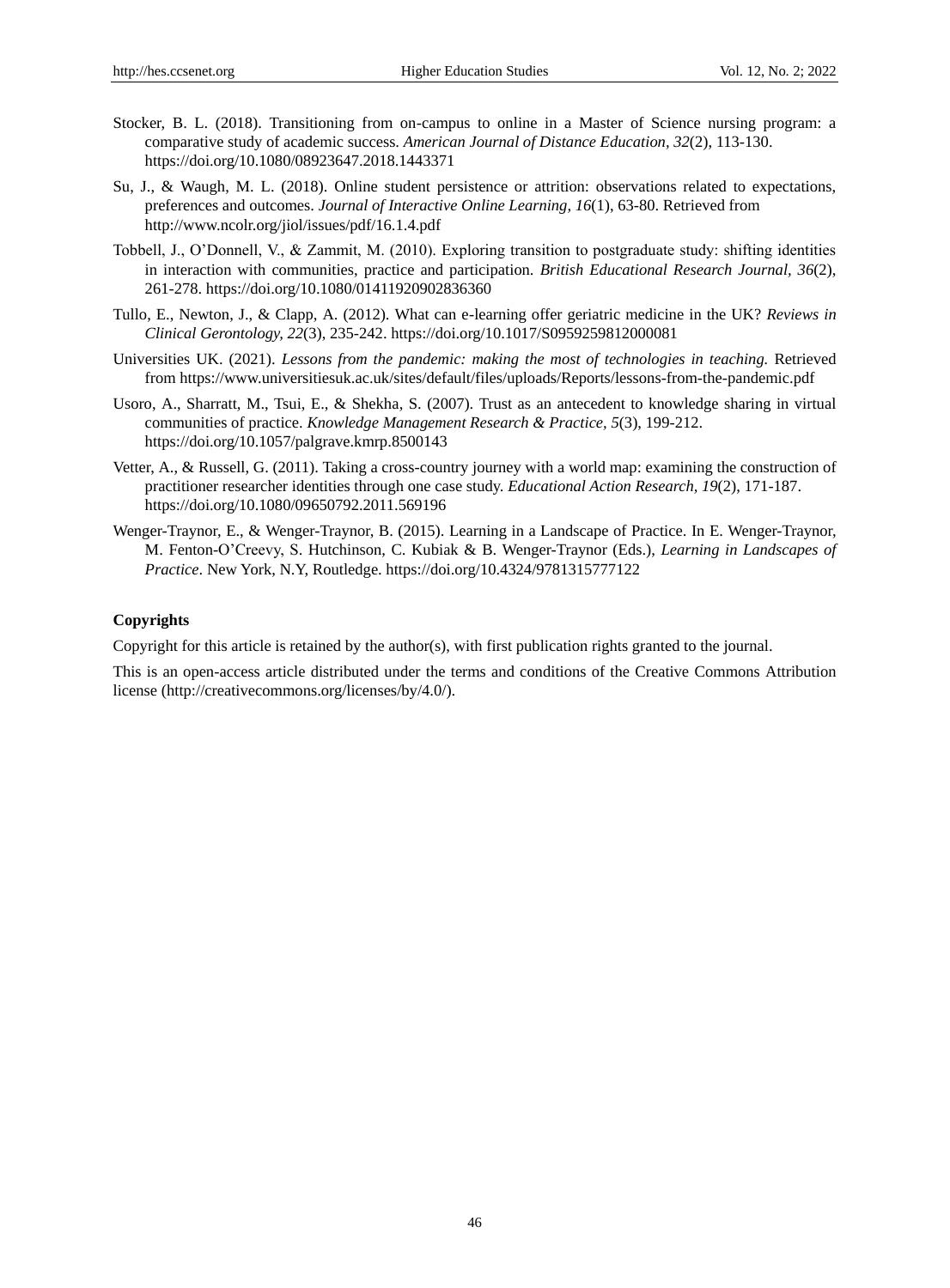Stocker, B. L. (2018). Transitioning from on-campus to online in a Master of Science nursing program: a comparative study of academic success. *American Journal of Distance Education, 32*(2), 113-130. https://doi.org/10.1080/08923647.2018.1443371

Su, J., & Waugh, M. L. (2018). Online student persistence or attrition: observations related to expectations, preferences and outcomes. *Journal of Interactive Online Learning, 16*(1), 63-80. Retrieved from http://www.ncolr.org/jiol/issues/pdf/16.1.4.pdf

Tobbell, J., O'Donnell, V., & Zammit, M. (2010). Exploring transition to postgraduate study: shifting identities in interaction with communities, practice and participation. *British Educational Research Journal, 36*(2), 261-278. https://doi.org/10.1080/01411920902836360

Tullo, E., Newton, J., & Clapp, A. (2012). What can e-learning offer geriatric medicine in the UK? *Reviews in Clinical Gerontology, 22*(3), 235-242. https://doi.org/10.1017/S0959259812000081

Universities UK. (2021). *Lessons from the pandemic: making the most of technologies in teaching.* Retrieved from https://www.universitiesuk.ac.uk/sites/default/files/uploads/Reports/lessons-from-the-pandemic.pdf

Usoro, A., Sharratt, M., Tsui, E., & Shekha, S. (2007). Trust as an antecedent to knowledge sharing in virtual communities of practice. *Knowledge Management Research & Practice, 5*(3), 199-212. https://doi.org/10.1057/palgrave.kmrp.8500143

Vetter, A., & Russell, G. (2011). Taking a cross-country journey with a world map: examining the construction of practitioner researcher identities through one case study. *Educational Action Research, 19*(2), 171-187. https://doi.org/10.1080/09650792.2011.569196

Wenger-Traynor, E., & Wenger-Traynor, B. (2015). Learning in a Landscape of Practice. In E. Wenger-Traynor, M. Fenton-O'Creevy, S. Hutchinson, C. Kubiak & B. Wenger-Traynor (Eds.), *Learning in Landscapes of Practice*. New York, N.Y, Routledge. https://doi.org/10.4324/9781315777122

## Copyrights

Copyright for this article is retained by the author(s), with first publication rights granted to the journal.

This is an open-access article distributed under the terms and conditions of the Creative Commons Attribution license (http://creativecommons.org/licenses/by/4.0/).